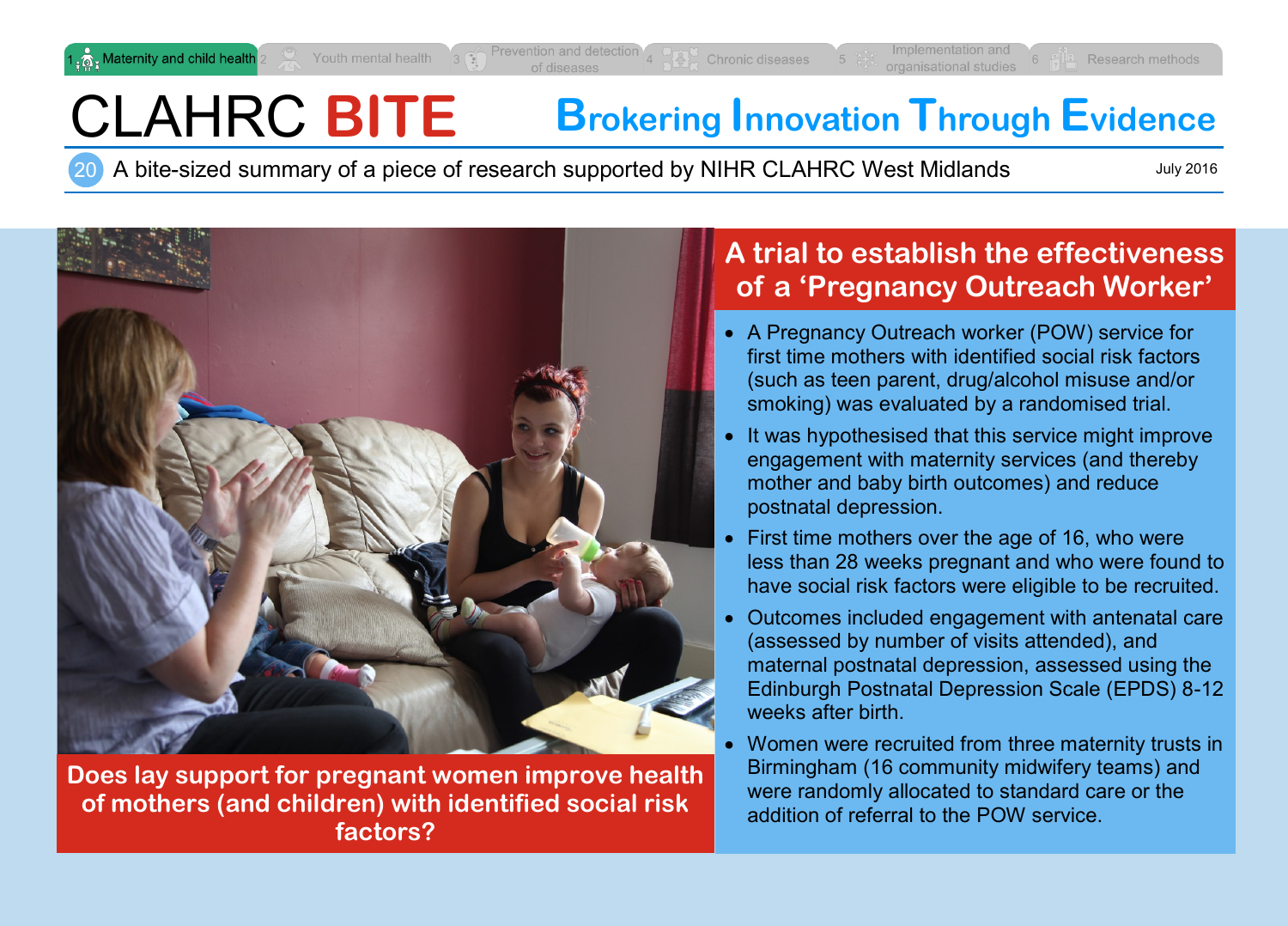1 Maternity and child health 2 Youth mental health 3 Prevention and detection of diseases 4 Chronic diseases 5 Implementation and organisational studies 6 Research methods

# CLAHRC BITE

**Brokering Innovation Through Evidence**

20 A bite-sized summary of a piece of research supported by NIHR CLAHRC West Midlands

July 2016

**Does lay support for pregnant women improve health of mothers (and children) with identified social risk factors?**

## A trial to establish the effectiveness of a 'Pregnancy Outreach Worker'

- A Pregnancy Outreach worker (POW) service for first time mothers with identified social risk factors (such as teen parent, drug/alcohol misuse and/or smoking) was evaluated by a randomised trial.
- It was hypothesised that this service might improve engagement with maternity services (and thereby mother and baby birth outcomes) and reduce postnatal depression.
- First time mothers over the age of 16, who were less than 28 weeks pregnant and who were found to have social risk factors were eligible to be recruited.
- Outcomes included engagement with antenatal care (assessed by number of visits attended), and maternal postnatal depression, assessed using the Edinburgh Postnatal Depression Scale (EPDS) 8-12 weeks after birth.
- Women were recruited from three maternity trusts in Birmingham (16 community midwifery teams) and were randomly allocated to standard care or the addition of referral to the POW service.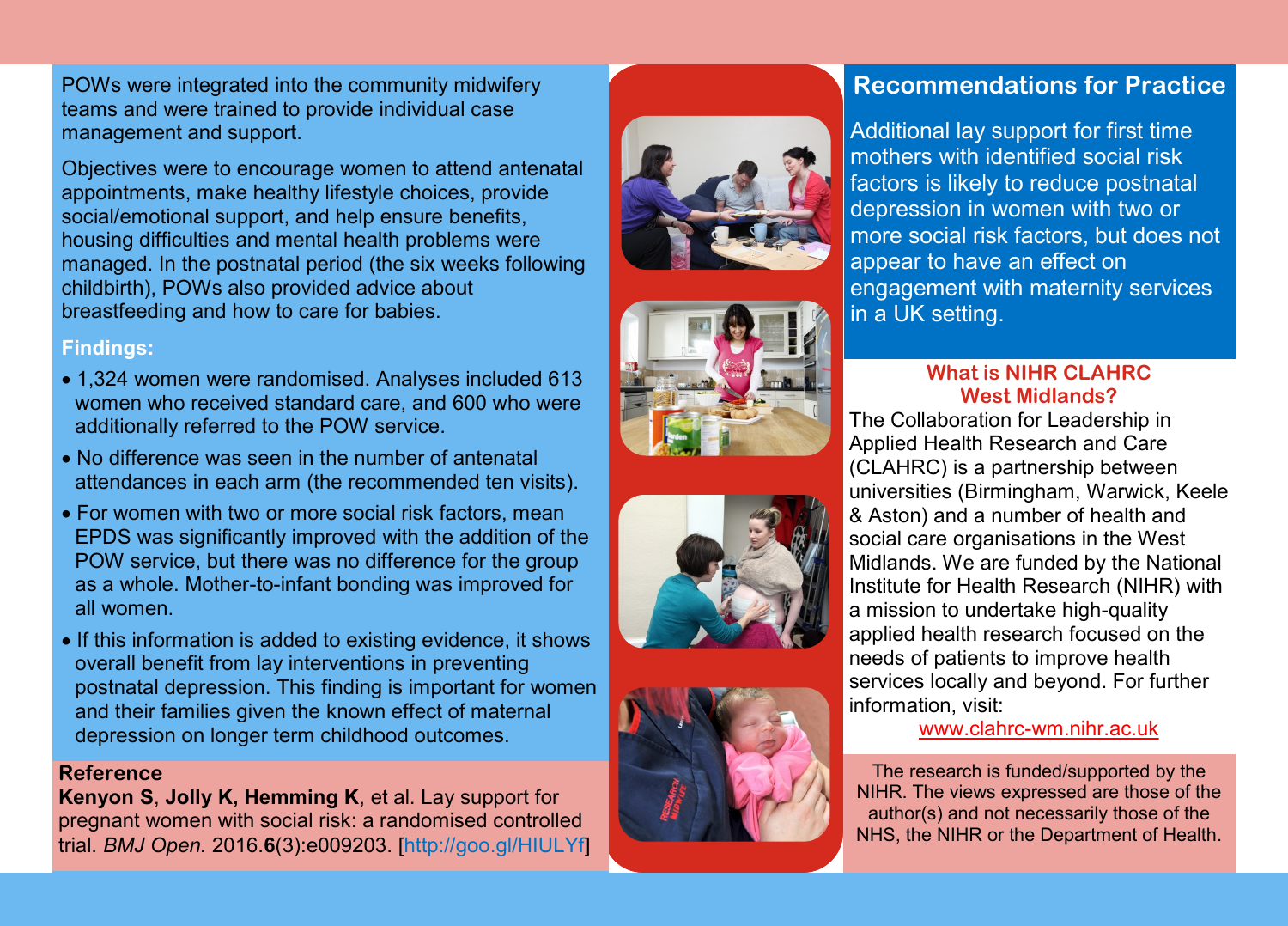POWs were integrated into the community midwifery teams and were trained to provide individual case management and support.

Objectives were to encourage women to attend antenatal appointments, make healthy lifestyle choices, provide social/emotional support, and help ensure benefits, housing difficulties and mental health problems were managed. In the postnatal period (the six weeks following childbirth), POWs also provided advice about breastfeeding and how to care for babies.

### Findings:

- 1,324 women were randomised. Analyses included 613 women who received standard care, and 600 who were additionally referred to the POW service.
- No difference was seen in the number of antenatal attendances in each arm (the recommended ten visits).
- For women with two or more social risk factors, mean EPDS was significantly improved with the addition of the POW service, but there was no difference for the group as a whole. Mother-to-infant bonding was improved for all women.
- If this information is added to existing evidence, it shows overall benefit from lay interventions in preventing postnatal depression. This finding is important for women and their families given the known effect of maternal depression on longer term childhood outcomes.

### Reference

**Kenyon S**, **Jolly K, Hemming K**, et al. Lay support for pregnant women with social risk: a randomised controlled trial. *BMJ Open.* 2016.**6**(3):e009203. [http://goo.gl/HIULYf]

## Recommendations for Practice

Additional lay support for first time mothers with identified social risk factors is likely to reduce postnatal depression in women with two or more social risk factors, but does not appear to have an effect on engagement with maternity services in a UK setting.

### What is NIHR CLAHRC West Midlands?

The Collaboration for Leadership in Applied Health Research and Care (CLAHRC) is a partnership between universities (Birmingham, Warwick, Keele & Aston) and a number of health and social care organisations in the West Midlands. We are funded by the National Institute for Health Research (NIHR) with a mission to undertake high-quality applied health research focused on the needs of patients to improve health services locally and beyond. For further information, visit:

www.clahrc-wm.nihr.ac.uk

The research is funded/supported by the NIHR. The views expressed are those of the author(s) and not necessarily those of the NHS, the NIHR or the Department of Health.